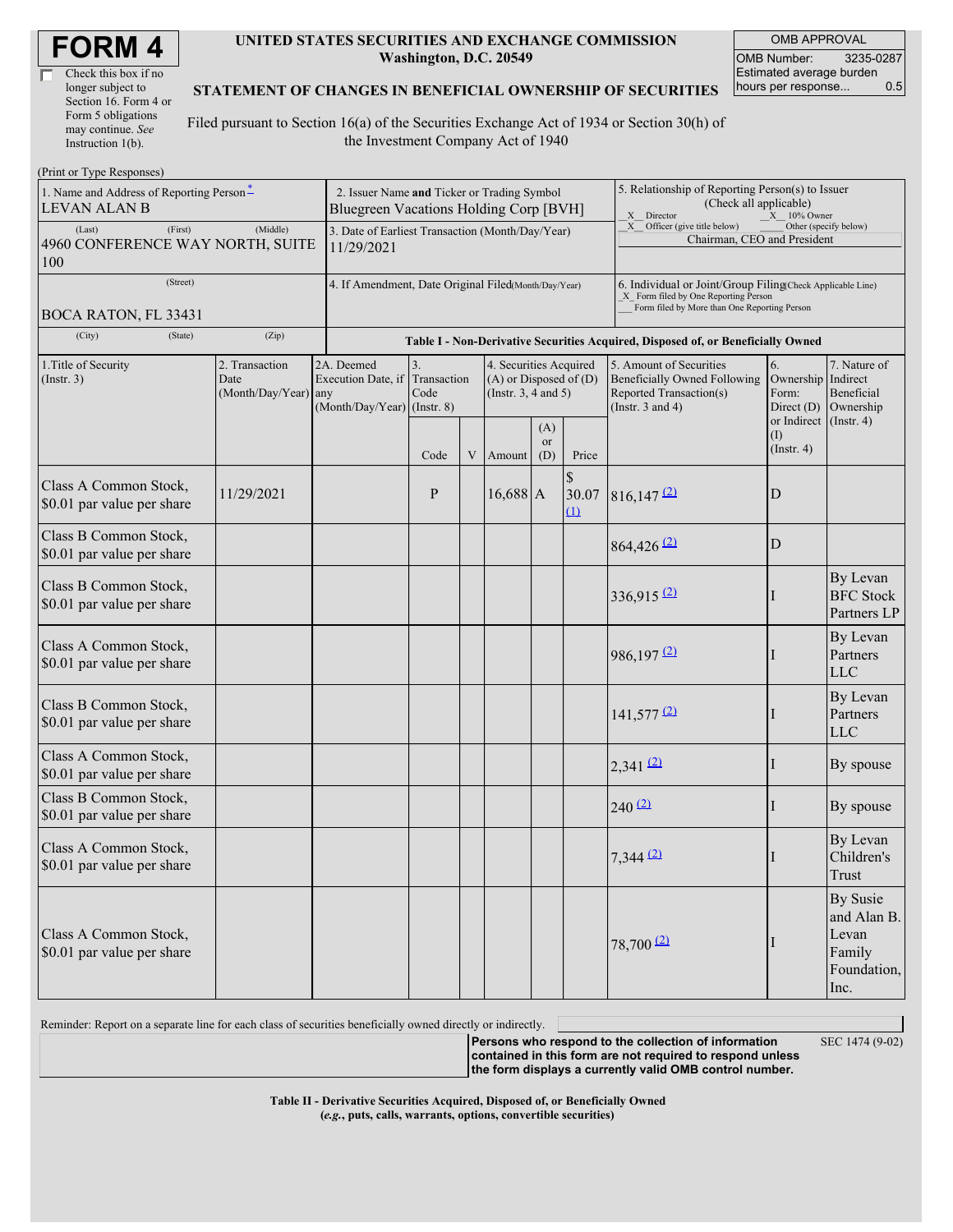# FORM 4

☐ Check this box if no longer subject to Section 16. Form 4 or Form 5 obligations may continue. *See* Instruction 1(b).

**UNITED STATES SECURITIES AND EXCHANGE COMMISSION**
**Washington, D.C. 20549**

**STATEMENT OF CHANGES IN BENEFICIAL OWNERSHIP OF SECURITIES**

Filed pursuant to Section 16(a) of the Securities Exchange Act of 1934 or Section 30(h) of the Investment Company Act of 1940

| OMB APPROVAL | |
|---|---|
| OMB Number: | 3235-0287 |
| Estimated average burden hours per response... | 0.5 |

(Print or Type Responses)

| | | |
|---|---|---|
| 1. Name and Address of Reporting Person* LEVAN ALAN B | 2. Issuer Name **and** Ticker or Trading Symbol Bluegreen Vacations Holding Corp [BVH] | 5. Relationship of Reporting Person(s) to Issuer (Check all applicable) _X_ Director _X_ 10% Owner _X_ Officer (give title below) ___ Other (specify below) Chairman, CEO and President |
| (Last) (First) (Middle) 4960 CONFERENCE WAY NORTH, SUITE 100 | 3. Date of Earliest Transaction (Month/Day/Year) 11/29/2021 | |
| (Street) BOCA RATON, FL 33431 (City) (State) (Zip) | 4. If Amendment, Date Original Filed (Month/Day/Year) | 6. Individual or Joint/Group Filing (Check Applicable Line) _X_ Form filed by One Reporting Person ___ Form filed by More than One Reporting Person |

**Table I - Non-Derivative Securities Acquired, Disposed of, or Beneficially Owned**

| 1. Title of Security (Instr. 3) | 2. Transaction Date (Month/Day/Year) | 2A. Deemed Execution Date, if any (Month/Day/Year) | 3. Transaction Code (Instr. 8) | | 4. Securities Acquired (A) or Disposed of (D) (Instr. 3, 4 and 5) | | | 5. Amount of Securities Beneficially Owned Following Reported Transaction(s) (Instr. 3 and 4) | 6. Ownership Form: Direct (D) or Indirect (I) (Instr. 4) | 7. Nature of Indirect Beneficial Ownership (Instr. 4) |
|---|---|---|---|---|---|---|---|---|---|---|
| | | | Code | V | Amount | (A) or (D) | Price | | | |
| Class A Common Stock, $0.01 par value per share | 11/29/2021 | | P | | 16,688 | A | $ 30.07 (1) | 816,147 (2) | D | |
| Class B Common Stock, $0.01 par value per share | | | | | | | | 864,426 (2) | D | |
| Class B Common Stock, $0.01 par value per share | | | | | | | | 336,915 (2) | I | By Levan BFC Stock Partners LP |
| Class A Common Stock, $0.01 par value per share | | | | | | | | 986,197 (2) | I | By Levan Partners LLC |
| Class B Common Stock, $0.01 par value per share | | | | | | | | 141,577 (2) | I | By Levan Partners LLC |
| Class A Common Stock, $0.01 par value per share | | | | | | | | 2,341 (2) | I | By spouse |
| Class B Common Stock, $0.01 par value per share | | | | | | | | 240 (2) | I | By spouse |
| Class A Common Stock, $0.01 par value per share | | | | | | | | 7,344 (2) | I | By Levan Children's Trust |
| Class A Common Stock, $0.01 par value per share | | | | | | | | 78,700 (2) | I | By Susie and Alan B. Levan Family Foundation, Inc. |

Reminder: Report on a separate line for each class of securities beneficially owned directly or indirectly.

**Persons who respond to the collection of information contained in this form are not required to respond unless the form displays a currently valid OMB control number.**

SEC 1474 (9-02)

**Table II - Derivative Securities Acquired, Disposed of, or Beneficially Owned**
**(*e.g.*, puts, calls, warrants, options, convertible securities)**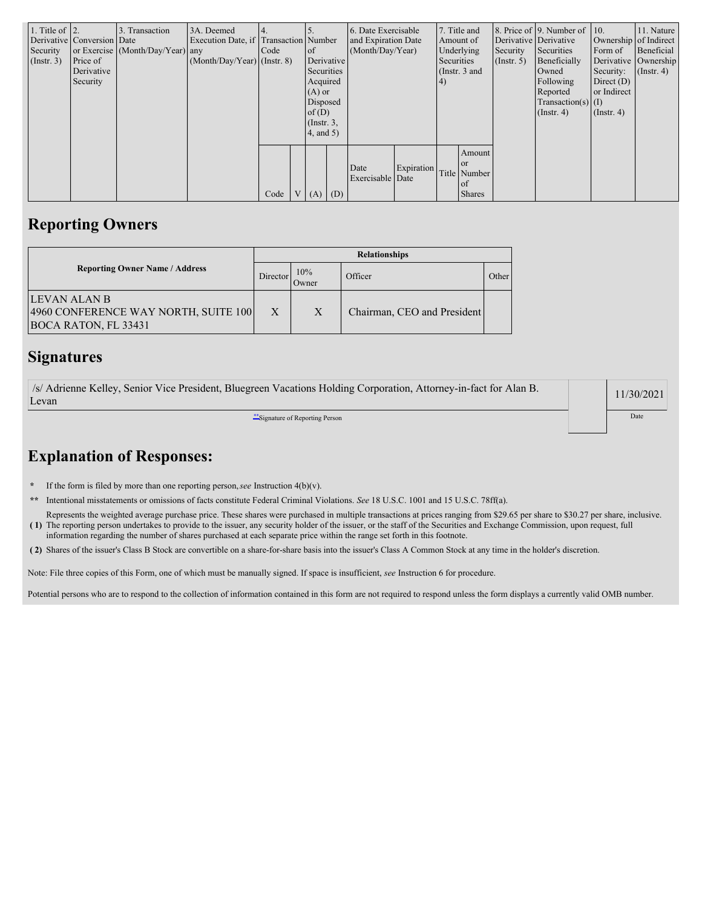| 1. Title of Derivative Security (Instr. 3) | 2. Conversion or Exercise Price of Derivative Security | 3. Transaction Date (Month/Day/Year) | 3A. Deemed Execution Date, if any (Month/Day/Year) | 4. Transaction Code (Instr. 8) | | 5. Number of Derivative Securities Acquired (A) or Disposed of (D) (Instr. 3, 4, and 5) | | 6. Date Exercisable and Expiration Date (Month/Day/Year) | | 7. Title and Amount of Underlying Securities (Instr. 3 and 4) | | 8. Price of Derivative Security (Instr. 5) | 9. Number of Derivative Securities Beneficially Owned Following Reported Transaction(s) (Instr. 4) | 10. Ownership Form of Derivative Security: Direct (D) or Indirect (I) (Instr. 4) | 11. Nature of Indirect Beneficial Ownership (Instr. 4) |
|---|---|---|---|---|---|---|---|---|---|---|---|---|---|---|---|
| | | | | Code | V | (A) | (D) | Date Exercisable | Expiration Date | Title | Amount or Number of Shares | | | | |

## Reporting Owners

| Reporting Owner Name / Address | Relationships | | | |
|---|---|---|---|---|
| | Director | 10% Owner | Officer | Other |
| LEVAN ALAN B<br>4960 CONFERENCE WAY NORTH, SUITE 100<br>BOCA RATON, FL 33431 | X | X | Chairman, CEO and President | |

## Signatures

| | | |
|---|---|---|
| /s/ Adrienne Kelley, Senior Vice President, Bluegreen Vacations Holding Corporation, Attorney-in-fact for Alan B. Levan | | 11/30/2021 |
| **Signature of Reporting Person | | Date |

## Explanation of Responses:

\* If the form is filed by more than one reporting person, *see* Instruction 4(b)(v).

** Intentional misstatements or omissions of facts constitute Federal Criminal Violations. *See* 18 U.S.C. 1001 and 15 U.S.C. 78ff(a).

( 1) Represents the weighted average purchase price. These shares were purchased in multiple transactions at prices ranging from $29.65 per share to $30.27 per share, inclusive. The reporting person undertakes to provide to the issuer, any security holder of the issuer, or the staff of the Securities and Exchange Commission, upon request, full information regarding the number of shares purchased at each separate price within the range set forth in this footnote.

( 2) Shares of the issuer's Class B Stock are convertible on a share-for-share basis into the issuer's Class A Common Stock at any time in the holder's discretion.

Note: File three copies of this Form, one of which must be manually signed. If space is insufficient, *see* Instruction 6 for procedure.

Potential persons who are to respond to the collection of information contained in this form are not required to respond unless the form displays a currently valid OMB number.